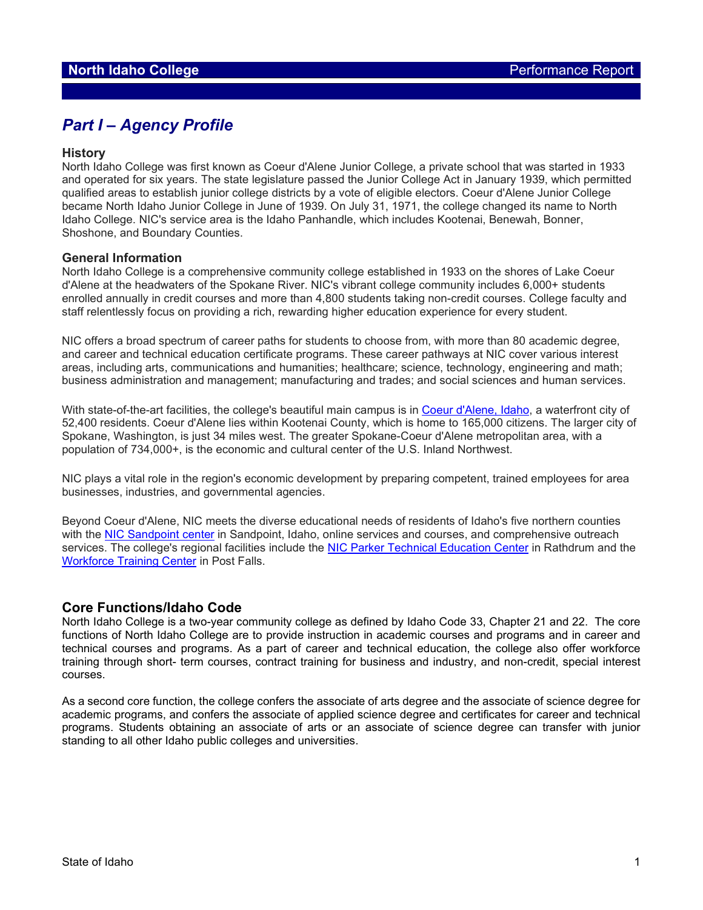# Part I – Agency Profile

### History

North Idaho College was first known as Coeur d'Alene Junior College, a private school that was started in 1933 and operated for six years. The state legislature passed the Junior College Act in January 1939, which permitted qualified areas to establish junior college districts by a vote of eligible electors. Coeur d'Alene Junior College became North Idaho Junior College in June of 1939. On July 31, 1971, the college changed its name to North Idaho College. NIC's service area is the Idaho Panhandle, which includes Kootenai, Benewah, Bonner, Shoshone, and Boundary Counties.

### General Information

North Idaho College is a comprehensive community college established in 1933 on the shores of Lake Coeur d'Alene at the headwaters of the Spokane River. NIC's vibrant college community includes 6,000+ students enrolled annually in credit courses and more than 4,800 students taking non-credit courses. College faculty and staff relentlessly focus on providing a rich, rewarding higher education experience for every student.

NIC offers a broad spectrum of career paths for students to choose from, with more than 80 academic degree, and career and technical education certificate programs. These career pathways at NIC cover various interest areas, including arts, communications and humanities; healthcare; science, technology, engineering and math; business administration and management; manufacturing and trades; and social sciences and human services.

With state-of-the-art facilities, the college's beautiful main campus is in Coeur d'Alene, Idaho, a waterfront city of 52,400 residents. Coeur d'Alene lies within Kootenai County, which is home to 165,000 citizens. The larger city of Spokane, Washington, is just 34 miles west. The greater Spokane-Coeur d'Alene metropolitan area, with a population of 734,000+, is the economic and cultural center of the U.S. Inland Northwest.

NIC plays a vital role in the region's economic development by preparing competent, trained employees for area businesses, industries, and governmental agencies.

Beyond Coeur d'Alene, NIC meets the diverse educational needs of residents of Idaho's five northern counties with the NIC Sandpoint center in Sandpoint, Idaho, online services and courses, and comprehensive outreach services. The college's regional facilities include the NIC Parker Technical Education Center in Rathdrum and the Workforce Training Center in Post Falls.

## Core Functions/Idaho Code

North Idaho College is a two-year community college as defined by Idaho Code 33, Chapter 21 and 22. The core functions of North Idaho College are to provide instruction in academic courses and programs and in career and technical courses and programs. As a part of career and technical education, the college also offer workforce training through short- term courses, contract training for business and industry, and non-credit, special interest courses.

As a second core function, the college confers the associate of arts degree and the associate of science degree for academic programs, and confers the associate of applied science degree and certificates for career and technical programs. Students obtaining an associate of arts or an associate of science degree can transfer with junior standing to all other Idaho public colleges and universities.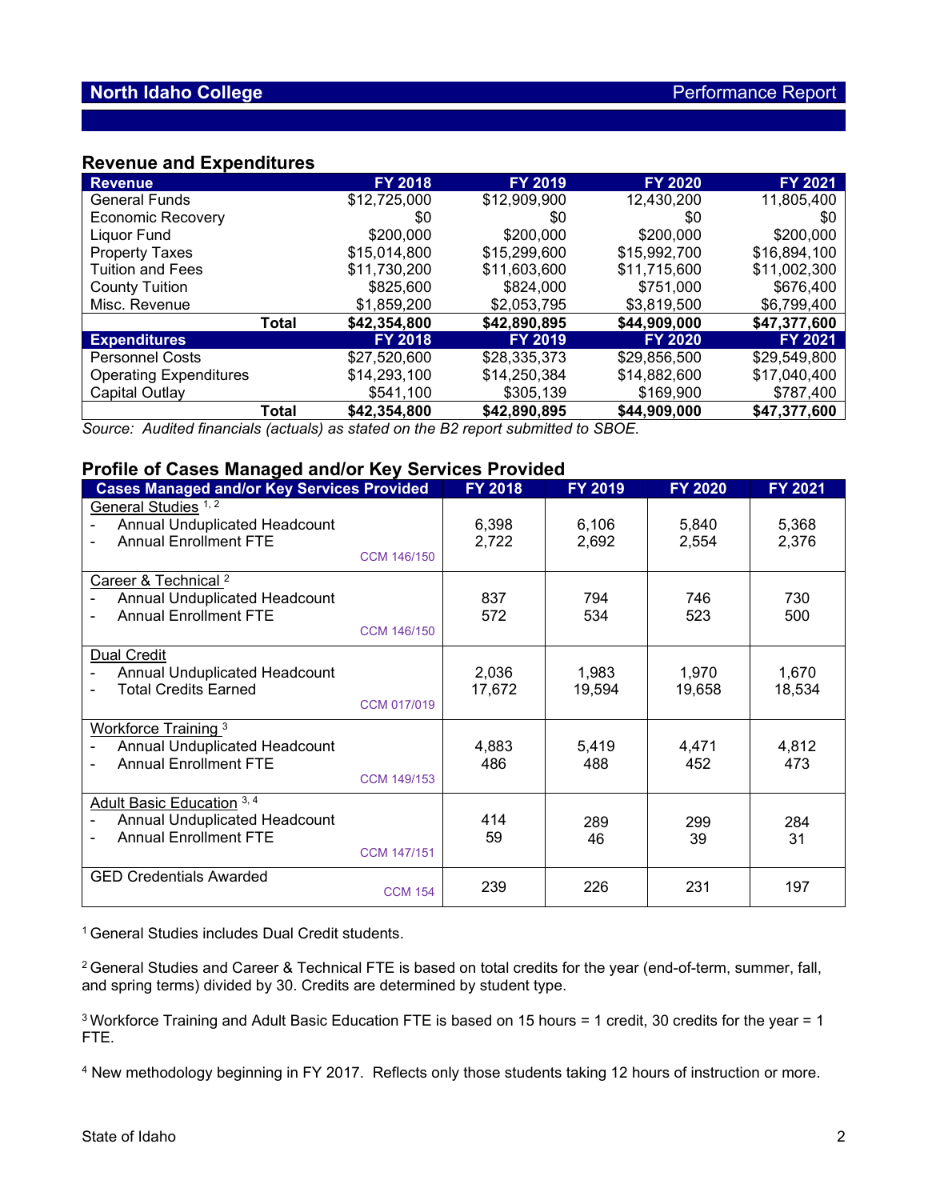## Revenue and Expenditures

| Revenue | FY 2018 | FY 2019 | FY 2020 | FY 2021 |
|---|---|---|---|---|
| General Funds | $12,725,000 | $12,909,900 | 12,430,200 | 11,805,400 |
| Economic Recovery | $0 | $0 | $0 | $0 |
| Liquor Fund | $200,000 | $200,000 | $200,000 | $200,000 |
| Property Taxes | $15,014,800 | $15,299,600 | $15,992,700 | $16,894,100 |
| Tuition and Fees | $11,730,200 | $11,603,600 | $11,715,600 | $11,002,300 |
| County Tuition | $825,600 | $824,000 | $751,000 | $676,400 |
| Misc. Revenue | $1,859,200 | $2,053,795 | $3,819,500 | $6,799,400 |
| **Total** | **$42,354,800** | **$42,890,895** | **$44,909,000** | **$47,377,600** |
| **Expenditures** | **FY 2018** | **FY 2019** | **FY 2020** | **FY 2021** |
| Personnel Costs | $27,520,600 | $28,335,373 | $29,856,500 | $29,549,800 |
| Operating Expenditures | $14,293,100 | $14,250,384 | $14,882,600 | $17,040,400 |
| Capital Outlay | $541,100 | $305,139 | $169,900 | $787,400 |
| **Total** | **$42,354,800** | **$42,890,895** | **$44,909,000** | **$47,377,600** |

*Source: Audited financials (actuals) as stated on the B2 report submitted to SBOE.*

## Profile of Cases Managed and/or Key Services Provided

| Cases Managed and/or Key Services Provided | FY 2018 | FY 2019 | FY 2020 | FY 2021 |
|---|---|---|---|---|
| General Studies [1,2] | | | | |
| - Annual Unduplicated Headcount | 6,398 | 6,106 | 5,840 | 5,368 |
| - Annual Enrollment FTE | 2,722 | 2,692 | 2,554 | 2,376 |
| CCM 146/150 | | | | |
| Career & Technical [2] | | | | |
| - Annual Unduplicated Headcount | 837 | 794 | 746 | 730 |
| - Annual Enrollment FTE | 572 | 534 | 523 | 500 |
| CCM 146/150 | | | | |
| Dual Credit | | | | |
| - Annual Unduplicated Headcount | 2,036 | 1,983 | 1,970 | 1,670 |
| - Total Credits Earned | 17,672 | 19,594 | 19,658 | 18,534 |
| CCM 017/019 | | | | |
| Workforce Training [3] | | | | |
| - Annual Unduplicated Headcount | 4,883 | 5,419 | 4,471 | 4,812 |
| - Annual Enrollment FTE | 486 | 488 | 452 | 473 |
| CCM 149/153 | | | | |
| Adult Basic Education [3,4] | | | | |
| - Annual Unduplicated Headcount | 414 | 289 | 299 | 284 |
| - Annual Enrollment FTE | 59 | 46 | 39 | 31 |
| CCM 147/151 | | | | |
| GED Credentials Awarded CCM 154 | 239 | 226 | 231 | 197 |

[1] General Studies includes Dual Credit students.

[2] General Studies and Career & Technical FTE is based on total credits for the year (end-of-term, summer, fall, and spring terms) divided by 30. Credits are determined by student type.

[3] Workforce Training and Adult Basic Education FTE is based on 15 hours = 1 credit, 30 credits for the year = 1 FTE.

[4] New methodology beginning in FY 2017. Reflects only those students taking 12 hours of instruction or more.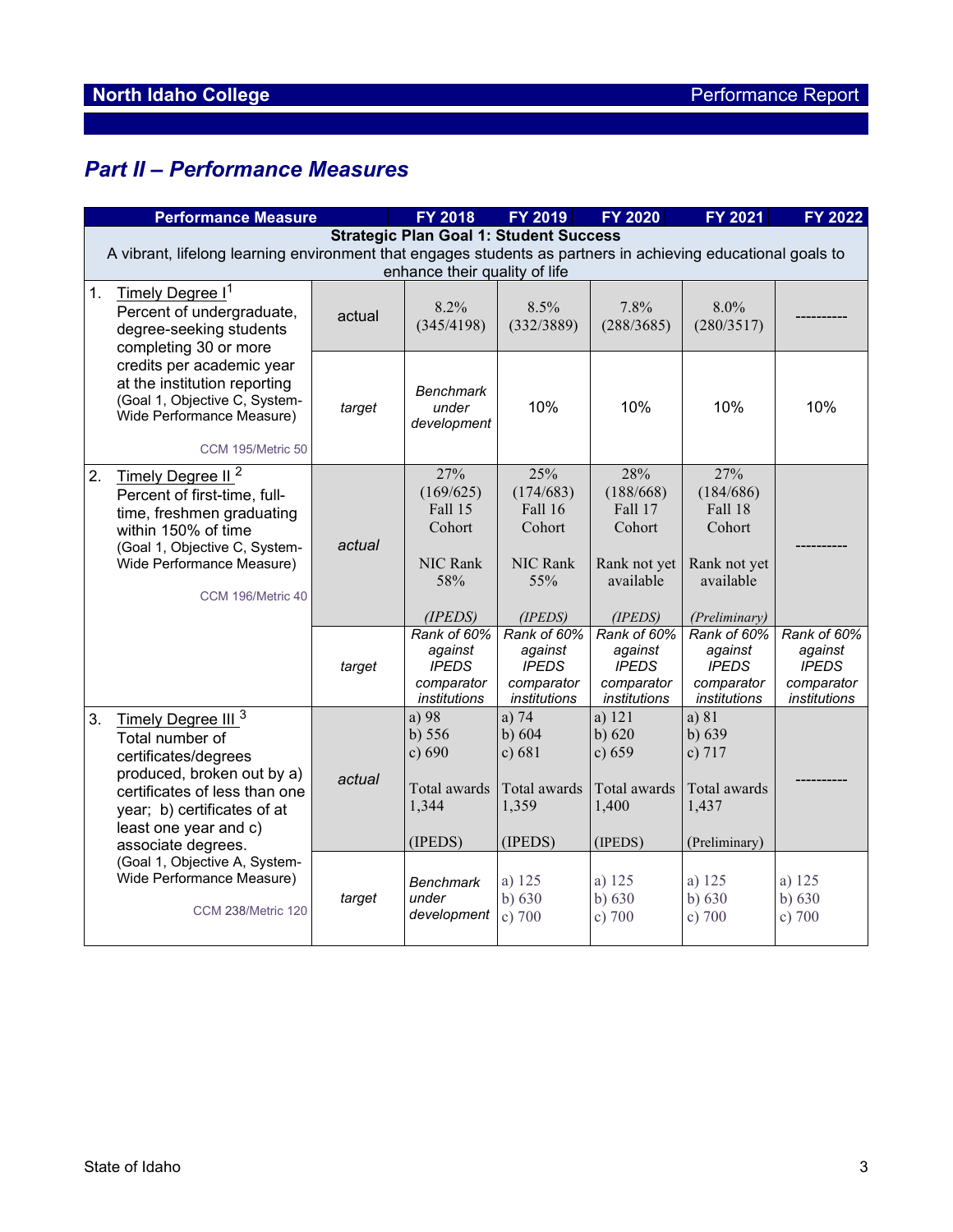## Part II – Performance Measures

| Performance Measure | | FY 2018 | FY 2019 | FY 2020 | FY 2021 | FY 2022 |
|---|---|---|---|---|---|---|
| **Strategic Plan Goal 1: Student Success**<br>A vibrant, lifelong learning environment that engages students as partners in achieving educational goals to enhance their quality of life | | | | | | |
| 1. Timely Degree I[1]<br>Percent of undergraduate, degree-seeking students completing 30 or more credits per academic year at the institution reporting (Goal 1, Objective C, System-Wide Performance Measure)<br>CCM 195/Metric 50 | actual | 8.2% (345/4198) | 8.5% (332/3889) | 7.8% (288/3685) | 8.0% (280/3517) | ---------- |
| | *target* | *Benchmark under development* | 10% | 10% | 10% | 10% |
| 2. Timely Degree II[2]<br>Percent of first-time, full-time, freshmen graduating within 150% of time (Goal 1, Objective C, System-Wide Performance Measure)<br>CCM 196/Metric 40 | *actual* | 27% (169/625) Fall 15 Cohort<br>NIC Rank 58%<br>*(IPEDS)* | 25% (174/683) Fall 16 Cohort<br>NIC Rank 55%<br>*(IPEDS)* | 28% (188/668) Fall 17 Cohort<br>Rank not yet available<br>*(IPEDS)* | 27% (184/686) Fall 18 Cohort<br>Rank not yet available<br>*(Preliminary)* | ---------- |
| | *target* | *Rank of 60% against IPEDS comparator institutions* | *Rank of 60% against IPEDS comparator institutions* | *Rank of 60% against IPEDS comparator institutions* | *Rank of 60% against IPEDS comparator institutions* | *Rank of 60% against IPEDS comparator institutions* |
| 3. Timely Degree III[3]<br>Total number of certificates/degrees produced, broken out by a) certificates of less than one year; b) certificates of at least one year and c) associate degrees. (Goal 1, Objective A, System-Wide Performance Measure)<br>CCM 238/Metric 120 | *actual* | a) 98<br>b) 556<br>c) 690<br>Total awards 1,344<br>(IPEDS) | a) 74<br>b) 604<br>c) 681<br>Total awards 1,359<br>(IPEDS) | a) 121<br>b) 620<br>c) 659<br>Total awards 1,400<br>(IPEDS) | a) 81<br>b) 639<br>c) 717<br>Total awards 1,437<br>(Preliminary) | ---------- |
| | *target* | *Benchmark under development* | a) 125<br>b) 630<br>c) 700 | a) 125<br>b) 630<br>c) 700 | a) 125<br>b) 630<br>c) 700 | a) 125<br>b) 630<br>c) 700 |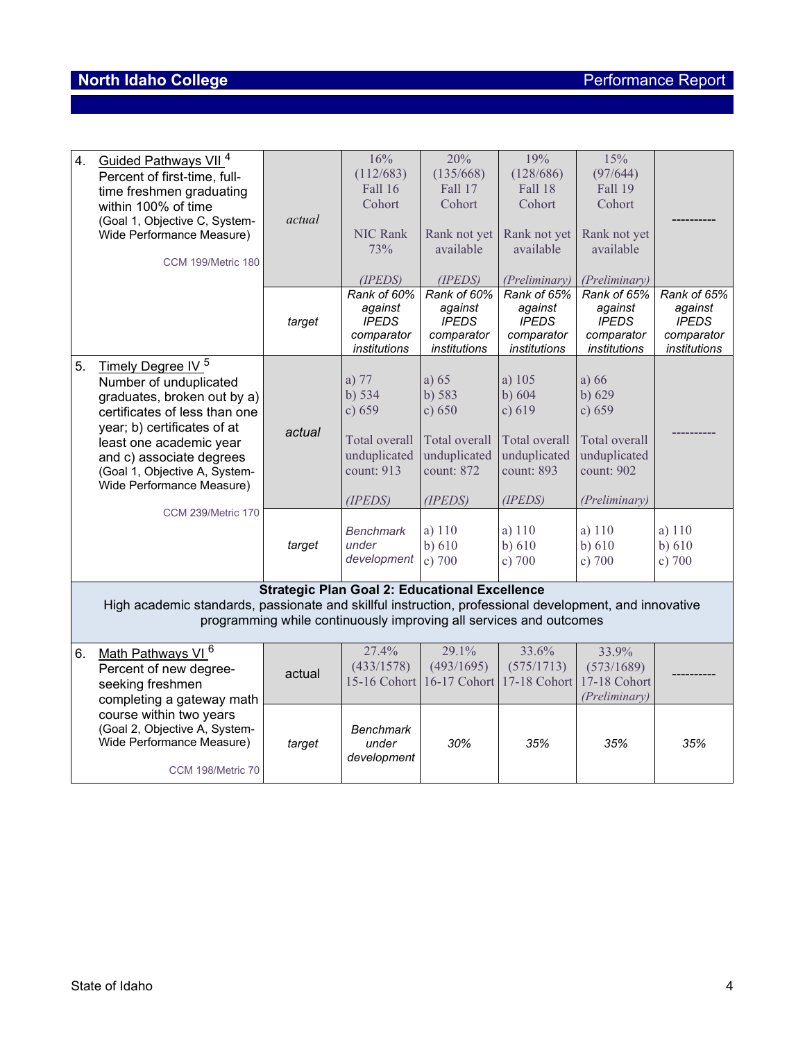| | | | | | | |
|---|---|---|---|---|---|---|
| 4. Guided Pathways VII [4] Percent of first-time, full-time freshmen graduating within 100% of time (Goal 1, Objective C, System-Wide Performance Measure) CCM 199/Metric 180 | *actual* | 16% (112/683) Fall 16 Cohort NIC Rank 73% *(IPEDS)* | 20% (135/668) Fall 17 Cohort Rank not yet available *(IPEDS)* | 19% (128/686) Fall 18 Cohort Rank not yet available *(Preliminary)* | 15% (97/644) Fall 19 Cohort Rank not yet available *(Preliminary)* | ---------- |
| | *target* | *Rank of 60% against IPEDS comparator institutions* | *Rank of 60% against IPEDS comparator institutions* | *Rank of 65% against IPEDS comparator institutions* | *Rank of 65% against IPEDS comparator institutions* | *Rank of 65% against IPEDS comparator institutions* |
| 5. Timely Degree IV [5] Number of unduplicated graduates, broken out by a) certificates of less than one year; b) certificates of at least one academic year and c) associate degrees (Goal 1, Objective A, System-Wide Performance Measure) CCM 239/Metric 170 | *actual* | a) 77 b) 534 c) 659 Total overall unduplicated count: 913 *(IPEDS)* | a) 65 b) 583 c) 650 Total overall unduplicated count: 872 *(IPEDS)* | a) 105 b) 604 c) 619 Total overall unduplicated count: 893 *(IPEDS)* | a) 66 b) 629 c) 659 Total overall unduplicated count: 902 *(Preliminary)* | ---------- |
| | *target* | *Benchmark under development* | a) 110 b) 610 c) 700 | a) 110 b) 610 c) 700 | a) 110 b) 610 c) 700 | a) 110 b) 610 c) 700 |
| **Strategic Plan Goal 2: Educational Excellence** High academic standards, passionate and skillful instruction, professional development, and innovative programming while continuously improving all services and outcomes | | | | | | |
| 6. Math Pathways VI [6] Percent of new degree-seeking freshmen completing a gateway math course within two years (Goal 2, Objective A, System-Wide Performance Measure) CCM 198/Metric 70 | actual | 27.4% (433/1578) 15-16 Cohort | 29.1% (493/1695) 16-17 Cohort | 33.6% (575/1713) 17-18 Cohort | 33.9% (573/1689) 17-18 Cohort *(Preliminary)* | ---------- |
| | *target* | *Benchmark under development* | *30%* | *35%* | *35%* | *35%* |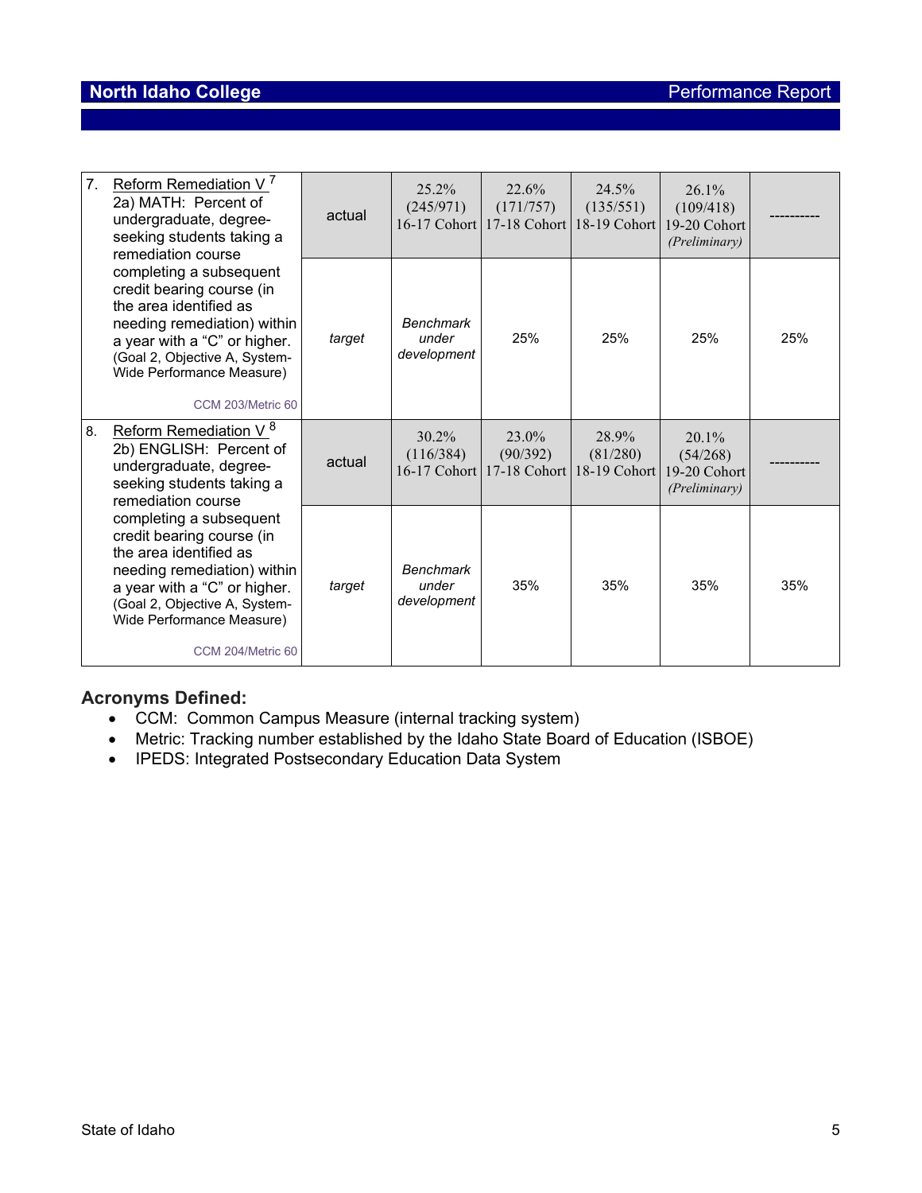| | | | | | | |
|---|---|---|---|---|---|---|
| 7. Reform Remediation V [7] 2a) MATH: Percent of undergraduate, degree-seeking students taking a remediation course completing a subsequent credit bearing course (in the area identified as needing remediation) within a year with a "C" or higher. (Goal 2, Objective A, System-Wide Performance Measure) CCM 203/Metric 60 | actual | 25.2% (245/971) 16-17 Cohort | 22.6% (171/757) 17-18 Cohort | 24.5% (135/551) 18-19 Cohort | 26.1% (109/418) 19-20 Cohort *(Preliminary)* | ---------- |
| | target | *Benchmark under development* | 25% | 25% | 25% | 25% |
| 8. Reform Remediation V [8] 2b) ENGLISH: Percent of undergraduate, degree-seeking students taking a remediation course completing a subsequent credit bearing course (in the area identified as needing remediation) within a year with a "C" or higher. (Goal 2, Objective A, System-Wide Performance Measure) CCM 204/Metric 60 | actual | 30.2% (116/384) 16-17 Cohort | 23.0% (90/392) 17-18 Cohort | 28.9% (81/280) 18-19 Cohort | 20.1% (54/268) 19-20 Cohort *(Preliminary)* | ---------- |
| | target | *Benchmark under development* | 35% | 35% | 35% | 35% |

### Acronyms Defined:

- CCM: Common Campus Measure (internal tracking system)
- Metric: Tracking number established by the Idaho State Board of Education (ISBOE)
- IPEDS: Integrated Postsecondary Education Data System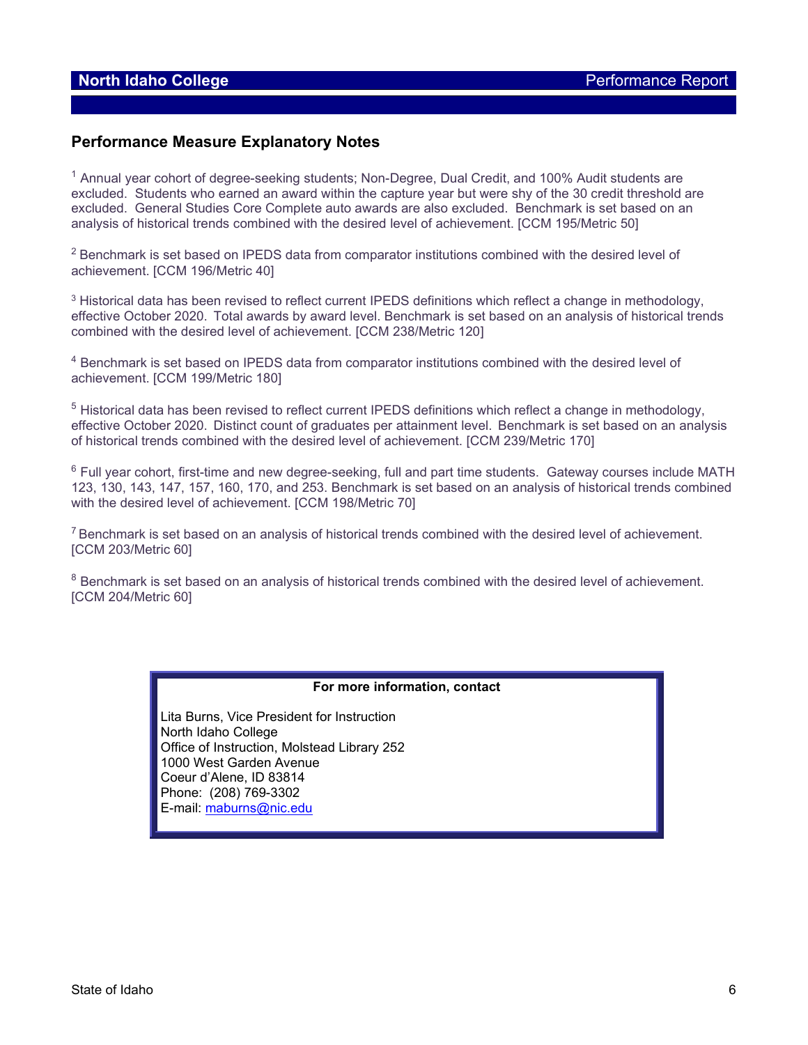## Performance Measure Explanatory Notes

[1] Annual year cohort of degree-seeking students; Non-Degree, Dual Credit, and 100% Audit students are excluded. Students who earned an award within the capture year but were shy of the 30 credit threshold are excluded. General Studies Core Complete auto awards are also excluded. Benchmark is set based on an analysis of historical trends combined with the desired level of achievement. [CCM 195/Metric 50]

[2] Benchmark is set based on IPEDS data from comparator institutions combined with the desired level of achievement. [CCM 196/Metric 40]

[3] Historical data has been revised to reflect current IPEDS definitions which reflect a change in methodology, effective October 2020. Total awards by award level. Benchmark is set based on an analysis of historical trends combined with the desired level of achievement. [CCM 238/Metric 120]

[4] Benchmark is set based on IPEDS data from comparator institutions combined with the desired level of achievement. [CCM 199/Metric 180]

[5] Historical data has been revised to reflect current IPEDS definitions which reflect a change in methodology, effective October 2020. Distinct count of graduates per attainment level. Benchmark is set based on an analysis of historical trends combined with the desired level of achievement. [CCM 239/Metric 170]

[6] Full year cohort, first-time and new degree-seeking, full and part time students. Gateway courses include MATH 123, 130, 143, 147, 157, 160, 170, and 253. Benchmark is set based on an analysis of historical trends combined with the desired level of achievement. [CCM 198/Metric 70]

[7] Benchmark is set based on an analysis of historical trends combined with the desired level of achievement. [CCM 203/Metric 60]

[8] Benchmark is set based on an analysis of historical trends combined with the desired level of achievement. [CCM 204/Metric 60]

**For more information, contact**

Lita Burns, Vice President for Instruction
North Idaho College
Office of Instruction, Molstead Library 252
1000 West Garden Avenue
Coeur d'Alene, ID 83814
Phone: (208) 769-3302
E-mail: maburns@nic.edu